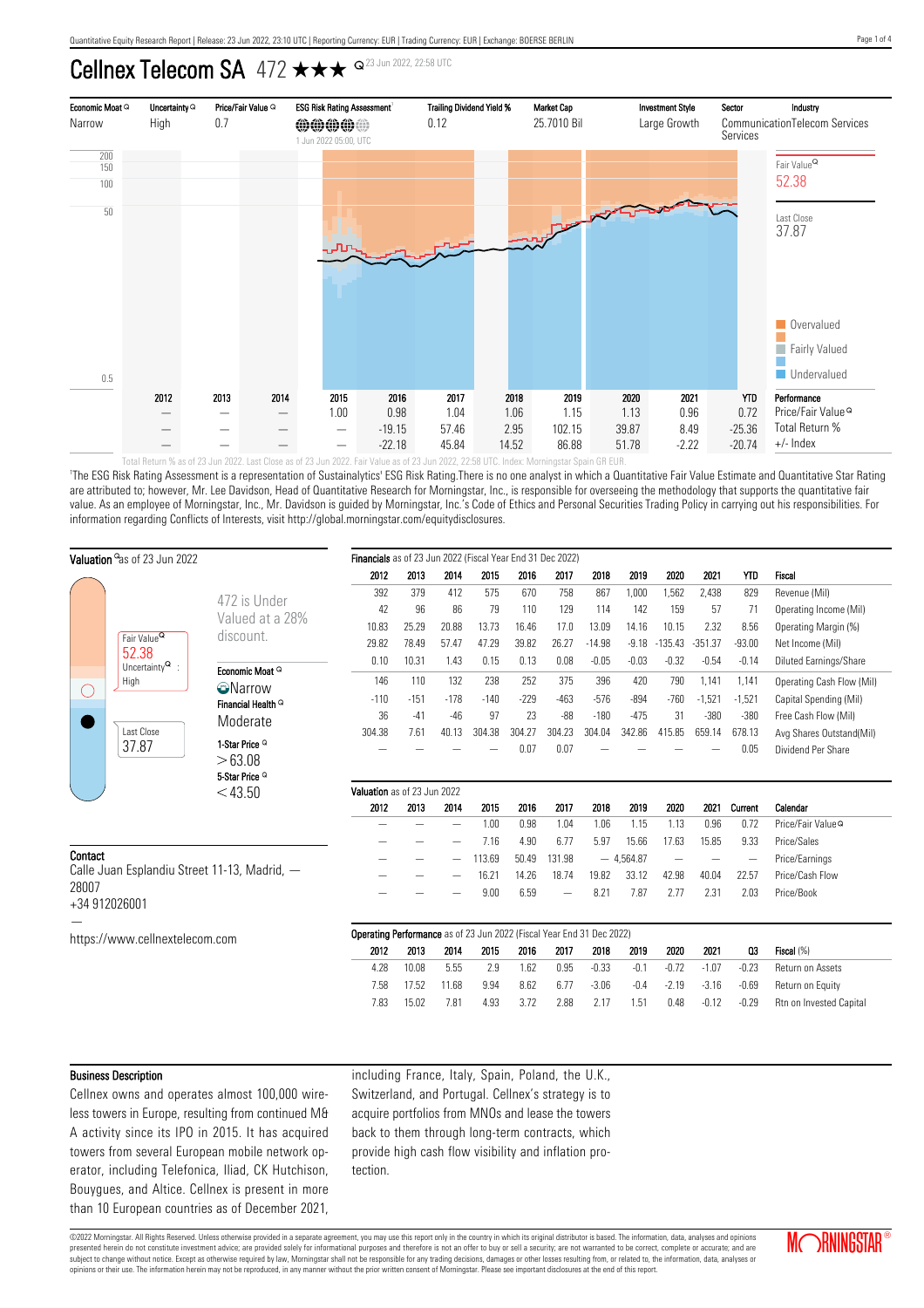Quantitative Equity Research Report | Release: 23 Jun 2022, 23:10 UTC | Reporting Currency: EUR | Trading Currency: EUR | Exchange: BOERSE BERLIN

# Cellnex Telecom SA 472 ★★★ 23 Jun 2022, 22:58 UTC

| Economic Moat | Uncertainty | Price/Fair Value | ESG Risk Rating Assessment[1] | Trailing Dividend Yield % | Market Cap | Investment Style | Sector | Industry |
|---|---|---|---|---|---|---|---|---|
| Narrow | High | 0.7 | 1 Jun 2022 05:00, UTC | 0.12 | 25.7010 Bil | Large Growth | Communication Services | Telecom Services |

Fair Value 52.38

Last Close 37.87

Overvalued / Fairly Valued / Undervalued

| | 2012 | 2013 | 2014 | 2015 | 2016 | 2017 | 2018 | 2019 | 2020 | 2021 | YTD | Performance |
|---|---|---|---|---|---|---|---|---|---|---|---|---|
| | — | — | — | 1.00 | 0.98 | 1.04 | 1.06 | 1.15 | 1.13 | 0.96 | 0.72 | Price/Fair Value |
| | — | — | — | — | -19.15 | 57.46 | 2.95 | 102.15 | 39.87 | 8.49 | -25.36 | Total Return % |
| | — | — | — | — | -22.18 | 45.84 | 14.52 | 86.88 | 51.78 | -2.22 | -20.74 | +/- Index |

Total Return % as of 23 Jun 2022. Last Close as of 23 Jun 2022. Fair Value as of 23 Jun 2022, 22:58 UTC. Index: Morningstar Spain GR EUR.

[1]The ESG Risk Rating Assessment is a representation of Sustainalytics' ESG Risk Rating.There is no one analyst in which a Quantitative Fair Value Estimate and Quantitative Star Rating are attributed to; however, Mr. Lee Davidson, Head of Quantitative Research for Morningstar, Inc., is responsible for overseeing the methodology that supports the quantitative fair value. As an employee of Morningstar, Inc., Mr. Davidson is guided by Morningstar, Inc.'s Code of Ethics and Personal Securities Trading Policy in carrying out his responsibilities. For information regarding Conflicts of Interests, visit http://global.morningstar.com/equitydisclosures.

## Valuation as of 23 Jun 2022

Fair Value 52.38

Uncertainty : High

Last Close 37.87

472 is Undervalued at a 28% discount.

Economic Moat: Narrow

Financial Health: Moderate

1-Star Price: > 63.08

5-Star Price: < 43.50

## Financials as of 23 Jun 2022 (Fiscal Year End 31 Dec 2022)

| 2012 | 2013 | 2014 | 2015 | 2016 | 2017 | 2018 | 2019 | 2020 | 2021 | YTD | Fiscal |
|---|---|---|---|---|---|---|---|---|---|---|---|
| 392 | 379 | 412 | 575 | 670 | 758 | 867 | 1,000 | 1,562 | 2,438 | 829 | Revenue (Mil) |
| 42 | 96 | 86 | 79 | 110 | 129 | 114 | 142 | 159 | 57 | 71 | Operating Income (Mil) |
| 10.83 | 25.29 | 20.88 | 13.73 | 16.46 | 17.0 | 13.09 | 14.16 | 10.15 | 2.32 | 8.56 | Operating Margin (%) |
| 29.82 | 78.49 | 57.47 | 47.29 | 39.82 | 26.27 | -14.98 | -9.18 | -135.43 | -351.37 | -93.00 | Net Income (Mil) |
| 0.10 | 10.31 | 1.43 | 0.15 | 0.13 | 0.08 | -0.05 | -0.03 | -0.32 | -0.54 | -0.14 | Diluted Earnings/Share |
| 146 | 110 | 132 | 238 | 252 | 375 | 396 | 420 | 790 | 1,141 | 1,141 | Operating Cash Flow (Mil) |
| -110 | -151 | -178 | -140 | -229 | -463 | -576 | -894 | -760 | -1,521 | -1,521 | Capital Spending (Mil) |
| 36 | -41 | -46 | 97 | 23 | -88 | -180 | -475 | 31 | -380 | -380 | Free Cash Flow (Mil) |
| 304.38 | 7.61 | 40.13 | 304.38 | 304.27 | 304.23 | 304.04 | 342.86 | 415.85 | 659.14 | 678.13 | Avg Shares Outstand(Mil) |
| — | — | — | — | 0.07 | 0.07 | — | — | — | — | 0.05 | Dividend Per Share |

## Valuation as of 23 Jun 2022

| 2012 | 2013 | 2014 | 2015 | 2016 | 2017 | 2018 | 2019 | 2020 | 2021 | Current | Calendar |
|---|---|---|---|---|---|---|---|---|---|---|---|
| — | — | — | 1.00 | 0.98 | 1.04 | 1.06 | 1.15 | 1.13 | 0.96 | 0.72 | Price/Fair Value |
| — | — | — | 7.16 | 4.90 | 6.77 | 5.97 | 15.66 | 17.63 | 15.85 | 9.33 | Price/Sales |
| — | — | — | 113.69 | 50.49 | 131.98 | — | 4,564.87 | — | — | — | Price/Earnings |
| — | — | — | 16.21 | 14.26 | 18.74 | 19.82 | 33.12 | 42.98 | 40.04 | 22.57 | Price/Cash Flow |
| — | — | — | 9.00 | 6.59 | — | 8.21 | 7.87 | 2.77 | 2.31 | 2.03 | Price/Book |

## Operating Performance as of 23 Jun 2022 (Fiscal Year End 31 Dec 2022)

| 2012 | 2013 | 2014 | 2015 | 2016 | 2017 | 2018 | 2019 | 2020 | 2021 | Q3 | Fiscal (%) |
|---|---|---|---|---|---|---|---|---|---|---|---|
| 4.28 | 10.08 | 5.55 | 2.9 | 1.62 | 0.95 | -0.33 | -0.1 | -0.72 | -1.07 | -0.23 | Return on Assets |
| 7.58 | 17.52 | 11.68 | 9.94 | 8.62 | 6.77 | -3.06 | -0.4 | -2.19 | -3.16 | -0.69 | Return on Equity |
| 7.83 | 15.02 | 7.81 | 4.93 | 3.72 | 2.88 | 2.17 | 1.51 | 0.48 | -0.12 | -0.29 | Rtn on Invested Capital |

## Contact

Calle Juan Esplandiu Street 11-13, Madrid, — 28007
+34 912026001
—
https://www.cellnextelecom.com

## Business Description

Cellnex owns and operates almost 100,000 wireless towers in Europe, resulting from continued M&A activity since its IPO in 2015. It has acquired towers from several European mobile network operator, including Telefonica, Iliad, CK Hutchison, Bouygues, and Altice. Cellnex is present in more than 10 European countries as of December 2021, including France, Italy, Spain, Poland, the U.K., Switzerland, and Portugal. Cellnex's strategy is to acquire portfolios from MNOs and lease the towers back to them through long-term contracts, which provide high cash flow visibility and inflation protection.

©2022 Morningstar. All Rights Reserved. Unless otherwise provided in a separate agreement, you may use this report only in the country in which its original distributor is based. The information, data, analyses and opinions presented herein do not constitute investment advice; are provided solely for informational purposes and therefore is not an offer to buy or sell a security; are not warranted to be correct, complete or accurate; and are subject to change without notice. Except as otherwise required by law, Morningstar shall not be responsible for any trading decisions, damages or other losses resulting from, or related to, the information, data, analyses or opinions or their use. The information herein may not be reproduced, in any manner without the prior written consent of Morningstar. Please see important disclosures at the end of this report.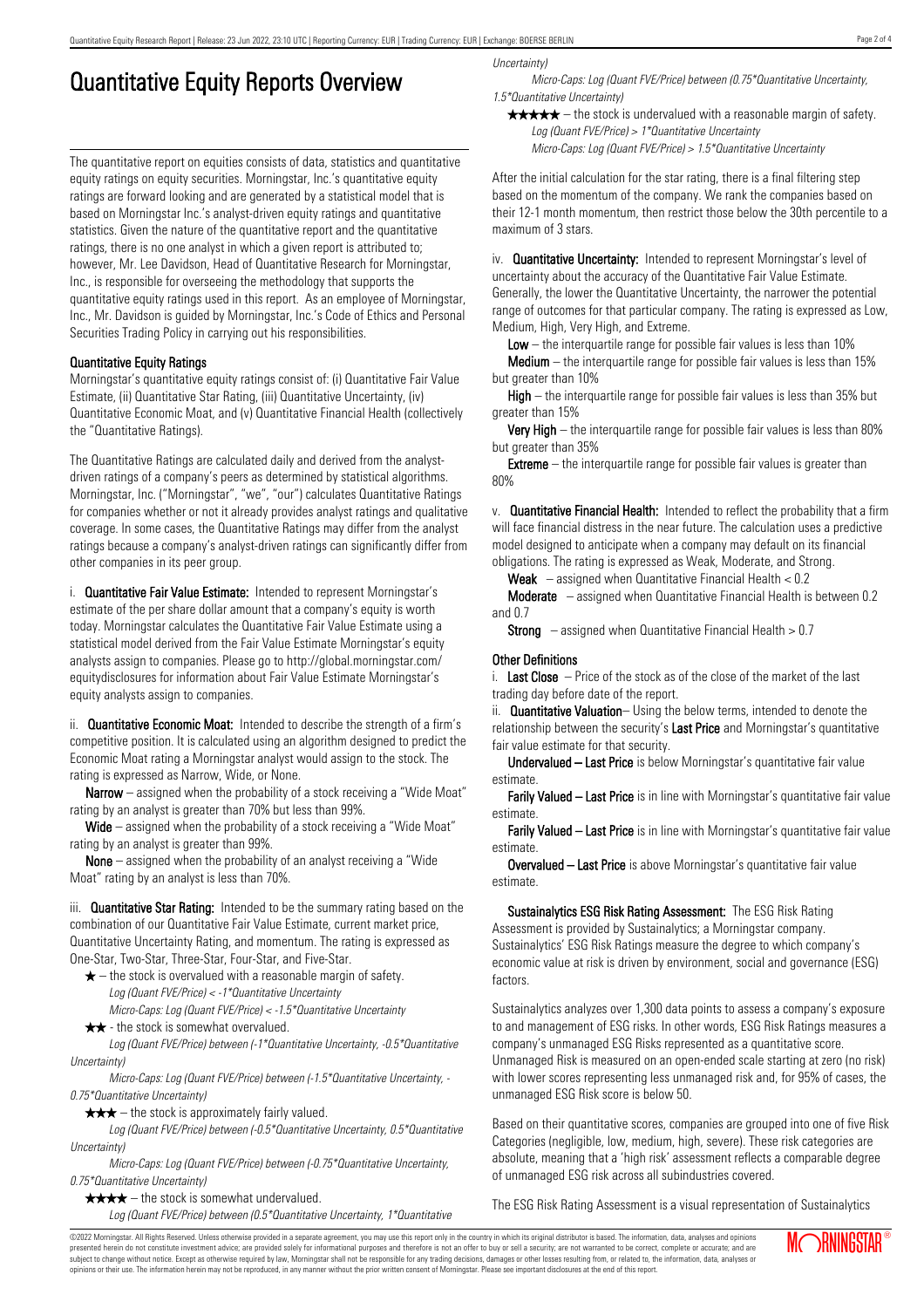# Quantitative Equity Reports Overview

The quantitative report on equities consists of data, statistics and quantitative equity ratings on equity securities. Morningstar, Inc.'s quantitative equity ratings are forward looking and are generated by a statistical model that is based on Morningstar Inc.'s analyst-driven equity ratings and quantitative statistics. Given the nature of the quantitative report and the quantitative ratings, there is no one analyst in which a given report is attributed to; however, Mr. Lee Davidson, Head of Quantitative Research for Morningstar, Inc., is responsible for overseeing the methodology that supports the quantitative equity ratings used in this report. As an employee of Morningstar, Inc., Mr. Davidson is guided by Morningstar, Inc.'s Code of Ethics and Personal Securities Trading Policy in carrying out his responsibilities.

## Quantitative Equity Ratings

Morningstar's quantitative equity ratings consist of: (i) Quantitative Fair Value Estimate, (ii) Quantitative Star Rating, (iii) Quantitative Uncertainty, (iv) Quantitative Economic Moat, and (v) Quantitative Financial Health (collectively the "Quantitative Ratings).

The Quantitative Ratings are calculated daily and derived from the analyst-driven ratings of a company's peers as determined by statistical algorithms. Morningstar, Inc. ("Morningstar", "we", "our") calculates Quantitative Ratings for companies whether or not it already provides analyst ratings and qualitative coverage. In some cases, the Quantitative Ratings may differ from the analyst ratings because a company's analyst-driven ratings can significantly differ from other companies in its peer group.

i. **Quantitative Fair Value Estimate:** Intended to represent Morningstar's estimate of the per share dollar amount that a company's equity is worth today. Morningstar calculates the Quantitative Fair Value Estimate using a statistical model derived from the Fair Value Estimate Morningstar's equity analysts assign to companies. Please go to http://global.morningstar.com/equitydisclosures for information about Fair Value Estimate Morningstar's equity analysts assign to companies.

ii. **Quantitative Economic Moat:** Intended to describe the strength of a firm's competitive position. It is calculated using an algorithm designed to predict the Economic Moat rating a Morningstar analyst would assign to the stock. The rating is expressed as Narrow, Wide, or None.

**Narrow** – assigned when the probability of a stock receiving a "Wide Moat" rating by an analyst is greater than 70% but less than 99%.

**Wide** – assigned when the probability of a stock receiving a "Wide Moat" rating by an analyst is greater than 99%.

**None** – assigned when the probability of an analyst receiving a "Wide Moat" rating by an analyst is less than 70%.

iii. **Quantitative Star Rating:** Intended to be the summary rating based on the combination of our Quantitative Fair Value Estimate, current market price, Quantitative Uncertainty Rating, and momentum. The rating is expressed as One-Star, Two-Star, Three-Star, Four-Star, and Five-Star.

★ – the stock is overvalued with a reasonable margin of safety.
*Log (Quant FVE/Price) < -1\*Quantitative Uncertainty*
*Micro-Caps: Log (Quant FVE/Price) < -1.5\*Quantitative Uncertainty*

★★ - the stock is somewhat overvalued.
*Log (Quant FVE/Price) between (-1\*Quantitative Uncertainty, -0.5\*Quantitative Uncertainty)*
*Micro-Caps: Log (Quant FVE/Price) between (-1.5\*Quantitative Uncertainty, -0.75\*Quantitative Uncertainty)*

★★★ – the stock is approximately fairly valued.
*Log (Quant FVE/Price) between (-0.5\*Quantitative Uncertainty, 0.5\*Quantitative Uncertainty)*
*Micro-Caps: Log (Quant FVE/Price) between (-0.75\*Quantitative Uncertainty, 0.75\*Quantitative Uncertainty)*

★★★★ – the stock is somewhat undervalued.
*Log (Quant FVE/Price) between (0.5\*Quantitative Uncertainty, 1\*Quantitative Uncertainty)*
*Micro-Caps: Log (Quant FVE/Price) between (0.75\*Quantitative Uncertainty, 1.5\*Quantitative Uncertainty)*

★★★★★ – the stock is undervalued with a reasonable margin of safety.
*Log (Quant FVE/Price) > 1\*Quantitative Uncertainty*
*Micro-Caps: Log (Quant FVE/Price) > 1.5\*Quantitative Uncertainty*

After the initial calculation for the star rating, there is a final filtering step based on the momentum of the company. We rank the companies based on their 12-1 month momentum, then restrict those below the 30th percentile to a maximum of 3 stars.

iv. **Quantitative Uncertainty:** Intended to represent Morningstar's level of uncertainty about the accuracy of the Quantitative Fair Value Estimate. Generally, the lower the Quantitative Uncertainty, the narrower the potential range of outcomes for that particular company. The rating is expressed as Low, Medium, High, Very High, and Extreme.

**Low** – the interquartile range for possible fair values is less than 10%

**Medium** – the interquartile range for possible fair values is less than 15% but greater than 10%

**High** – the interquartile range for possible fair values is less than 35% but greater than 15%

**Very High** – the interquartile range for possible fair values is less than 80% but greater than 35%

**Extreme** – the interquartile range for possible fair values is greater than 80%

v. **Quantitative Financial Health:** Intended to reflect the probability that a firm will face financial distress in the near future. The calculation uses a predictive model designed to anticipate when a company may default on its financial obligations. The rating is expressed as Weak, Moderate, and Strong.

**Weak** – assigned when Quantitative Financial Health < 0.2

**Moderate** – assigned when Quantitative Financial Health is between 0.2 and 0.7

**Strong** – assigned when Quantitative Financial Health > 0.7

## Other Definitions

i. **Last Close** – Price of the stock as of the close of the market of the last trading day before date of the report.

ii. **Quantitative Valuation**– Using the below terms, intended to denote the relationship between the security's **Last Price** and Morningstar's quantitative fair value estimate for that security.

**Undervalued – Last Price** is below Morningstar's quantitative fair value estimate.

**Farily Valued – Last Price** is in line with Morningstar's quantitative fair value estimate.

**Farily Valued – Last Price** is in line with Morningstar's quantitative fair value estimate.

**Overvalued – Last Price** is above Morningstar's quantitative fair value estimate.

**Sustainalytics ESG Risk Rating Assessment:** The ESG Risk Rating Assessment is provided by Sustainalytics; a Morningstar company. Sustainalytics' ESG Risk Ratings measure the degree to which company's economic value at risk is driven by environment, social and governance (ESG) factors.

Sustainalytics analyzes over 1,300 data points to assess a company's exposure to and management of ESG risks. In other words, ESG Risk Ratings measures a company's unmanaged ESG Risks represented as a quantitative score. Unmanaged Risk is measured on an open-ended scale starting at zero (no risk) with lower scores representing less unmanaged risk and, for 95% of cases, the unmanaged ESG Risk score is below 50.

Based on their quantitative scores, companies are grouped into one of five Risk Categories (negligible, low, medium, high, severe). These risk categories are absolute, meaning that a 'high risk' assessment reflects a comparable degree of unmanaged ESG risk across all subindustries covered.

The ESG Risk Rating Assessment is a visual representation of Sustainalytics

©2022 Morningstar. All Rights Reserved. Unless otherwise provided in a separate agreement, you may use this report only in the country in which its original distributor is based. The information, data, analyses and opinions presented herein do not constitute investment advice; are provided solely for informational purposes and therefore is not an offer to buy or sell a security; and are not warranted to be correct, complete or accurate; and are subject to change without notice. Except as otherwise required by law, Morningstar shall not be responsible for any trading decisions, damages or other losses resulting from, or related to, the information, data, analyses or opinions or their use. The information herein may not be reproduced, in any manner without the prior written consent of Morningstar. Please see important disclosures at the end of this report.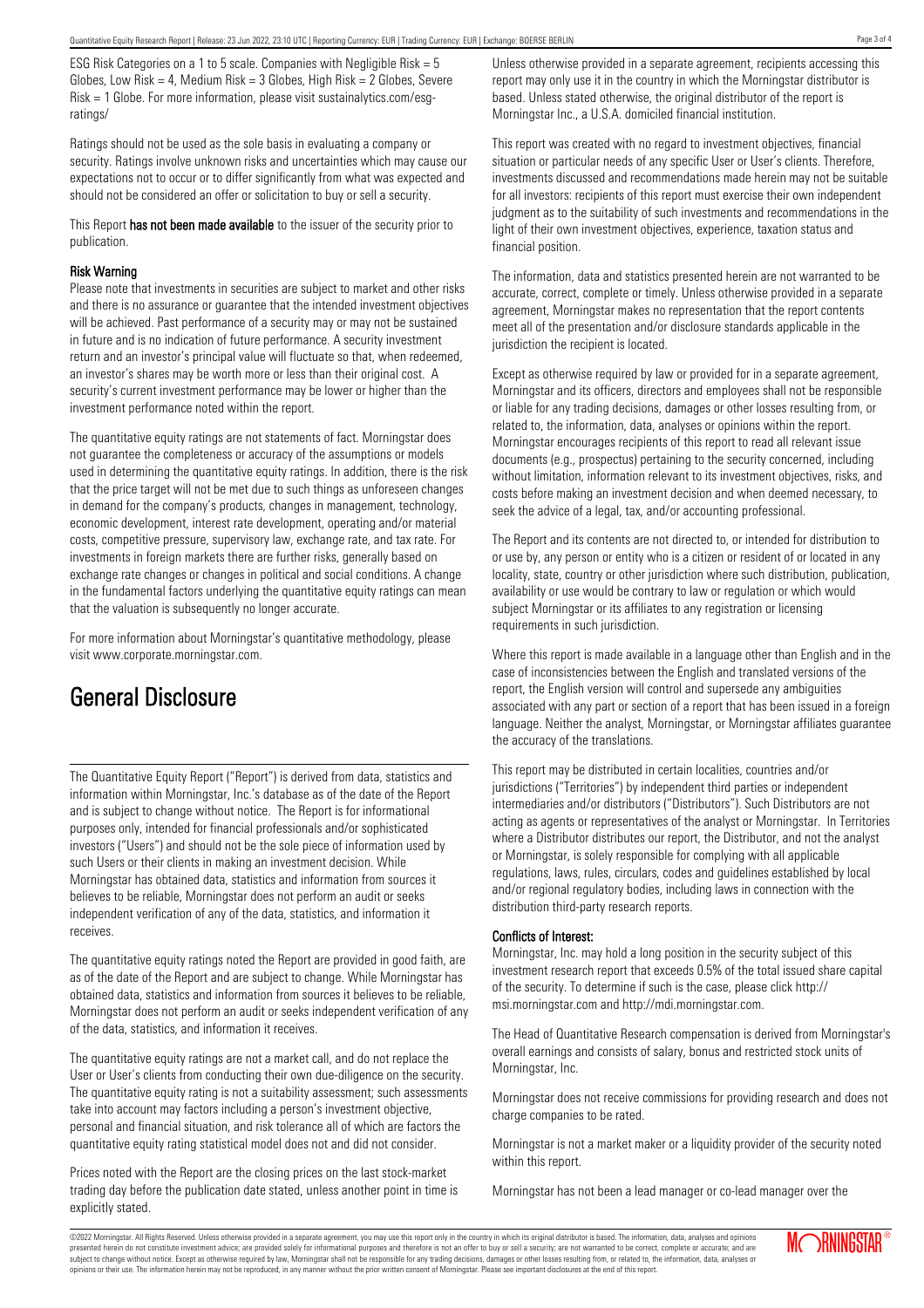ESG Risk Categories on a 1 to 5 scale. Companies with Negligible Risk = 5 Globes, Low Risk = 4, Medium Risk = 3 Globes, High Risk = 2 Globes, Severe Risk = 1 Globe. For more information, please visit sustainalytics.com/esg-ratings/

Ratings should not be used as the sole basis in evaluating a company or security. Ratings involve unknown risks and uncertainties which may cause our expectations not to occur or to differ significantly from what was expected and should not be considered an offer or solicitation to buy or sell a security.

This Report **has not been made available** to the issuer of the security prior to publication.

### Risk Warning

Please note that investments in securities are subject to market and other risks and there is no assurance or guarantee that the intended investment objectives will be achieved. Past performance of a security may or may not be sustained in future and is no indication of future performance. A security investment return and an investor's principal value will fluctuate so that, when redeemed, an investor's shares may be worth more or less than their original cost. A security's current investment performance may be lower or higher than the investment performance noted within the report.

The quantitative equity ratings are not statements of fact. Morningstar does not guarantee the completeness or accuracy of the assumptions or models used in determining the quantitative equity ratings. In addition, there is the risk that the price target will not be met due to such things as unforeseen changes in demand for the company's products, changes in management, technology, economic development, interest rate development, operating and/or material costs, competitive pressure, supervisory law, exchange rate, and tax rate. For investments in foreign markets there are further risks, generally based on exchange rate changes or changes in political and social conditions. A change in the fundamental factors underlying the quantitative equity ratings can mean that the valuation is subsequently no longer accurate.

For more information about Morningstar's quantitative methodology, please visit www.corporate.morningstar.com.

## General Disclosure

The Quantitative Equity Report ("Report") is derived from data, statistics and information within Morningstar, Inc.'s database as of the date of the Report and is subject to change without notice. The Report is for informational purposes only, intended for financial professionals and/or sophisticated investors ("Users") and should not be the sole piece of information used by such Users or their clients in making an investment decision. While Morningstar has obtained data, statistics and information from sources it believes to be reliable, Morningstar does not perform an audit or seeks independent verification of any of the data, statistics, and information it receives.

The quantitative equity ratings noted the Report are provided in good faith, are as of the date of the Report and are subject to change. While Morningstar has obtained data, statistics and information from sources it believes to be reliable, Morningstar does not perform an audit or seeks independent verification of any of the data, statistics, and information it receives.

The quantitative equity ratings are not a market call, and do not replace the User or User's clients from conducting their own due-diligence on the security. The quantitative equity rating is not a suitability assessment; such assessments take into account may factors including a person's investment objective, personal and financial situation, and risk tolerance all of which are factors the quantitative equity rating statistical model does not and did not consider.

Prices noted with the Report are the closing prices on the last stock-market trading day before the publication date stated, unless another point in time is explicitly stated.

Unless otherwise provided in a separate agreement, recipients accessing this report may only use it in the country in which the Morningstar distributor is based. Unless stated otherwise, the original distributor of the report is Morningstar Inc., a U.S.A. domiciled financial institution.

This report was created with no regard to investment objectives, financial situation or particular needs of any specific User or User's clients. Therefore, investments discussed and recommendations made herein may not be suitable for all investors: recipients of this report must exercise their own independent judgment as to the suitability of such investments and recommendations in the light of their own investment objectives, experience, taxation status and financial position.

The information, data and statistics presented herein are not warranted to be accurate, correct, complete or timely. Unless otherwise provided in a separate agreement, Morningstar makes no representation that the report contents meet all of the presentation and/or disclosure standards applicable in the jurisdiction the recipient is located.

Except as otherwise required by law or provided for in a separate agreement, Morningstar and its officers, directors and employees shall not be responsible or liable for any trading decisions, damages or other losses resulting from, or related to, the information, data, analyses or opinions within the report. Morningstar encourages recipients of this report to read all relevant issue documents (e.g., prospectus) pertaining to the security concerned, including without limitation, information relevant to its investment objectives, risks, and costs before making an investment decision and when deemed necessary, to seek the advice of a legal, tax, and/or accounting professional.

The Report and its contents are not directed to, or intended for distribution to or use by, any person or entity who is a citizen or resident of or located in any locality, state, country or other jurisdiction where such distribution, publication, availability or use would be contrary to law or regulation or which would subject Morningstar or its affiliates to any registration or licensing requirements in such jurisdiction.

Where this report is made available in a language other than English and in the case of inconsistencies between the English and translated versions of the report, the English version will control and supersede any ambiguities associated with any part or section of a report that has been issued in a foreign language. Neither the analyst, Morningstar, or Morningstar affiliates guarantee the accuracy of the translations.

This report may be distributed in certain localities, countries and/or jurisdictions ("Territories") by independent third parties or independent intermediaries and/or distributors ("Distributors"). Such Distributors are not acting as agents or representatives of the analyst or Morningstar. In Territories where a Distributor distributes our report, the Distributor, and not the analyst or Morningstar, is solely responsible for complying with all applicable regulations, laws, rules, circulars, codes and guidelines established by local and/or regional regulatory bodies, including laws in connection with the distribution third-party research reports.

### Conflicts of Interest:

Morningstar, Inc. may hold a long position in the security subject of this investment research report that exceeds 0.5% of the total issued share capital of the security. To determine if such is the case, please click http://msi.morningstar.com and http://mdi.morningstar.com.

The Head of Quantitative Research compensation is derived from Morningstar's overall earnings and consists of salary, bonus and restricted stock units of Morningstar, Inc.

Morningstar does not receive commissions for providing research and does not charge companies to be rated.

Morningstar is not a market maker or a liquidity provider of the security noted within this report.

Morningstar has not been a lead manager or co-lead manager over the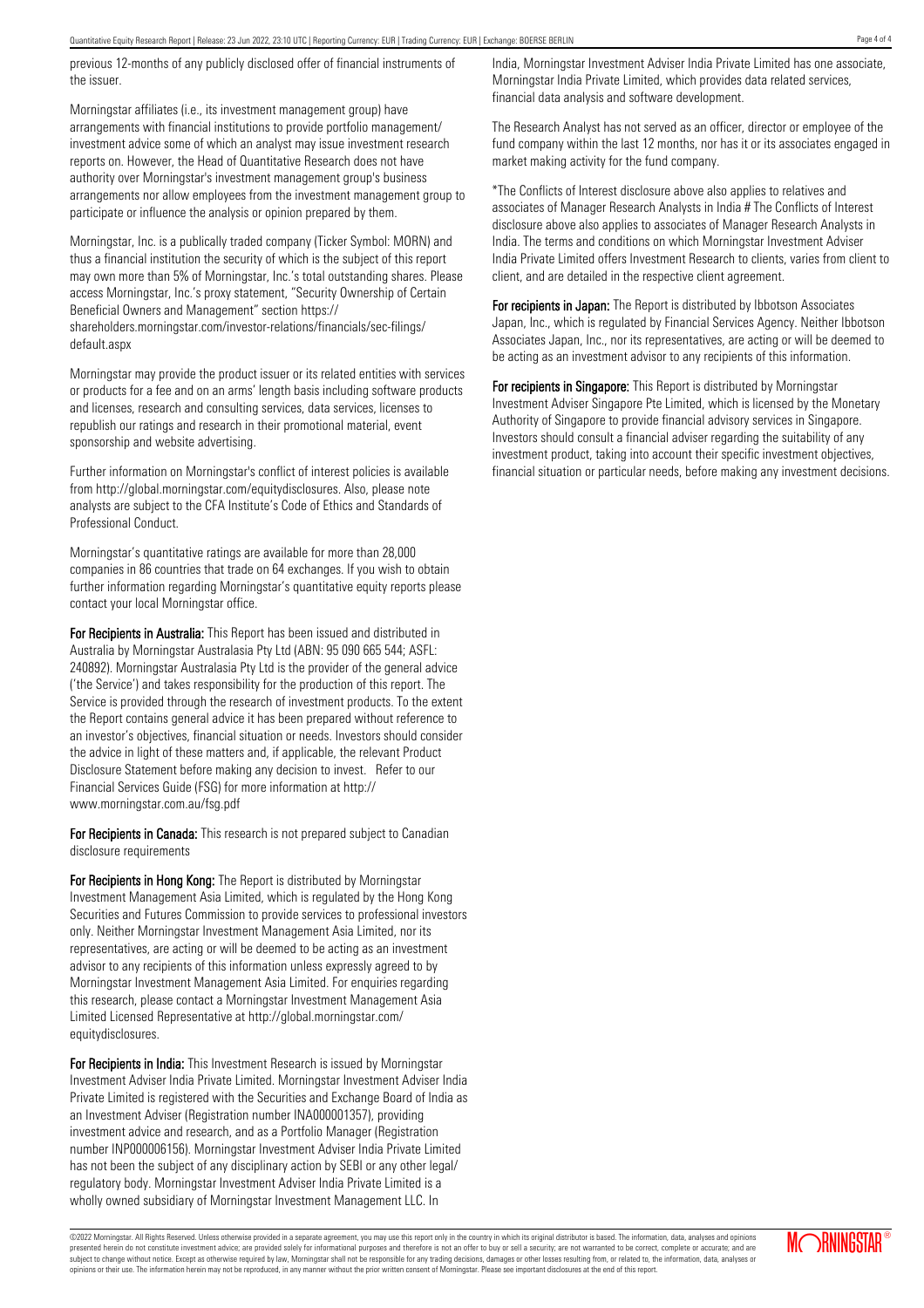previous 12-months of any publicly disclosed offer of financial instruments of the issuer.

Morningstar affiliates (i.e., its investment management group) have arrangements with financial institutions to provide portfolio management/ investment advice some of which an analyst may issue investment research reports on. However, the Head of Quantitative Research does not have authority over Morningstar's investment management group's business arrangements nor allow employees from the investment management group to participate or influence the analysis or opinion prepared by them.

Morningstar, Inc. is a publically traded company (Ticker Symbol: MORN) and thus a financial institution the security of which is the subject of this report may own more than 5% of Morningstar, Inc.'s total outstanding shares. Please access Morningstar, Inc.'s proxy statement, "Security Ownership of Certain Beneficial Owners and Management" section https://shareholders.morningstar.com/investor-relations/financials/sec-filings/default.aspx

Morningstar may provide the product issuer or its related entities with services or products for a fee and on an arms' length basis including software products and licenses, research and consulting services, data services, licenses to republish our ratings and research in their promotional material, event sponsorship and website advertising.

Further information on Morningstar's conflict of interest policies is available from http://global.morningstar.com/equitydisclosures. Also, please note analysts are subject to the CFA Institute's Code of Ethics and Standards of Professional Conduct.

Morningstar's quantitative ratings are available for more than 28,000 companies in 86 countries that trade on 64 exchanges. If you wish to obtain further information regarding Morningstar's quantitative equity reports please contact your local Morningstar office.

**For Recipients in Australia:** This Report has been issued and distributed in Australia by Morningstar Australasia Pty Ltd (ABN: 95 090 665 544; ASFL: 240892). Morningstar Australasia Pty Ltd is the provider of the general advice ('the Service') and takes responsibility for the production of this report. The Service is provided through the research of investment products. To the extent the Report contains general advice it has been prepared without reference to an investor's objectives, financial situation or needs. Investors should consider the advice in light of these matters and, if applicable, the relevant Product Disclosure Statement before making any decision to invest. Refer to our Financial Services Guide (FSG) for more information at http://www.morningstar.com.au/fsg.pdf

**For Recipients in Canada:** This research is not prepared subject to Canadian disclosure requirements

**For Recipients in Hong Kong:** The Report is distributed by Morningstar Investment Management Asia Limited, which is regulated by the Hong Kong Securities and Futures Commission to provide services to professional investors only. Neither Morningstar Investment Management Asia Limited, nor its representatives, are acting or will be deemed to be acting as an investment advisor to any recipients of this information unless expressly agreed to by Morningstar Investment Management Asia Limited. For enquiries regarding this research, please contact a Morningstar Investment Management Asia Limited Licensed Representative at http://global.morningstar.com/equitydisclosures.

**For Recipients in India:** This Investment Research is issued by Morningstar Investment Adviser India Private Limited. Morningstar Investment Adviser India Private Limited is registered with the Securities and Exchange Board of India as an Investment Adviser (Registration number INA000001357), providing investment advice and research, and as a Portfolio Manager (Registration number INP000006156). Morningstar Investment Adviser India Private Limited has not been the subject of any disciplinary action by SEBI or any other legal/ regulatory body. Morningstar Investment Adviser India Private Limited is a wholly owned subsidiary of Morningstar Investment Management LLC. In India, Morningstar Investment Adviser India Private Limited has one associate, Morningstar India Private Limited, which provides data related services, financial data analysis and software development.

The Research Analyst has not served as an officer, director or employee of the fund company within the last 12 months, nor has it or its associates engaged in market making activity for the fund company.

*The Conflicts of Interest disclosure above also applies to relatives and associates of Manager Research Analysts in India # The Conflicts of Interest disclosure above also applies to associates of Manager Research Analysts in India. The terms and conditions on which Morningstar Investment Adviser India Private Limited offers Investment Research to clients, varies from client to client, and are detailed in the respective client agreement.

**For recipients in Japan:** The Report is distributed by Ibbotson Associates Japan, Inc., which is regulated by Financial Services Agency. Neither Ibbotson Associates Japan, Inc., nor its representatives, are acting or will be deemed to be acting as an investment advisor to any recipients of this information.

**For recipients in Singapore:** This Report is distributed by Morningstar Investment Adviser Singapore Pte Limited, which is licensed by the Monetary Authority of Singapore to provide financial advisory services in Singapore. Investors should consult a financial adviser regarding the suitability of any investment product, taking into account their specific investment objectives, financial situation or particular needs, before making any investment decisions.